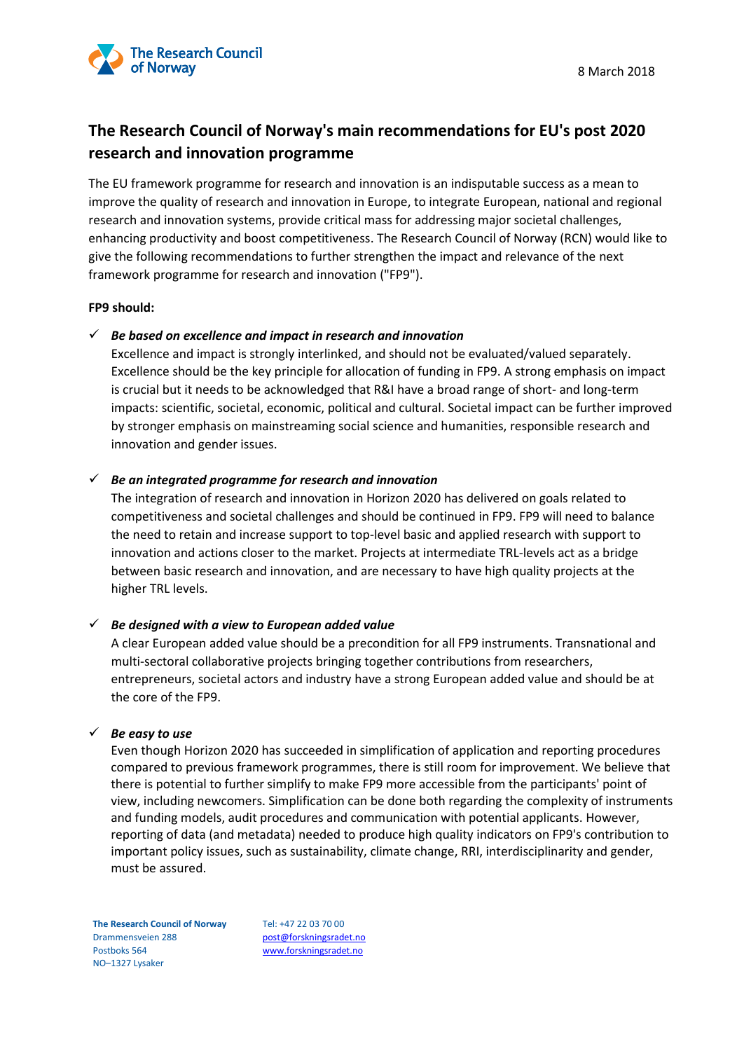8 March 2018

# The Research Council of Norway's main recommendations for EU's post 2020 research and innovation programme

The EU framework programme for research and innovation is an indisputable success as a mean to improve the quality of research and innovation in Europe, to integrate European, national and regional research and innovation systems, provide critical mass for addressing major societal challenges, enhancing productivity and boost competitiveness. The Research Council of Norway (RCN) would like to give the following recommendations to further strengthen the impact and relevance of the next framework programme for research and innovation ("FP9").

**FP9 should:**

- ✓ ***Be based on excellence and impact in research and innovation***
  Excellence and impact is strongly interlinked, and should not be evaluated/valued separately. Excellence should be the key principle for allocation of funding in FP9. A strong emphasis on impact is crucial but it needs to be acknowledged that R&I have a broad range of short- and long-term impacts: scientific, societal, economic, political and cultural. Societal impact can be further improved by stronger emphasis on mainstreaming social science and humanities, responsible research and innovation and gender issues.

- ✓ ***Be an integrated programme for research and innovation***
  The integration of research and innovation in Horizon 2020 has delivered on goals related to competitiveness and societal challenges and should be continued in FP9. FP9 will need to balance the need to retain and increase support to top-level basic and applied research with support to innovation and actions closer to the market. Projects at intermediate TRL-levels act as a bridge between basic research and innovation, and are necessary to have high quality projects at the higher TRL levels.

- ✓ ***Be designed with a view to European added value***
  A clear European added value should be a precondition for all FP9 instruments. Transnational and multi-sectoral collaborative projects bringing together contributions from researchers, entrepreneurs, societal actors and industry have a strong European added value and should be at the core of the FP9.

- ✓ ***Be easy to use***
  Even though Horizon 2020 has succeeded in simplification of application and reporting procedures compared to previous framework programmes, there is still room for improvement. We believe that there is potential to further simplify to make FP9 more accessible from the participants' point of view, including newcomers. Simplification can be done both regarding the complexity of instruments and funding models, audit procedures and communication with potential applicants. However, reporting of data (and metadata) needed to produce high quality indicators on FP9's contribution to important policy issues, such as sustainability, climate change, RRI, interdisciplinarity and gender, must be assured.

**The Research Council of Norway**
Drammensveien 288
Postboks 564
NO–1327 Lysaker

Tel: +47 22 03 70 00
post@forskningsradet.no
www.forskningsradet.no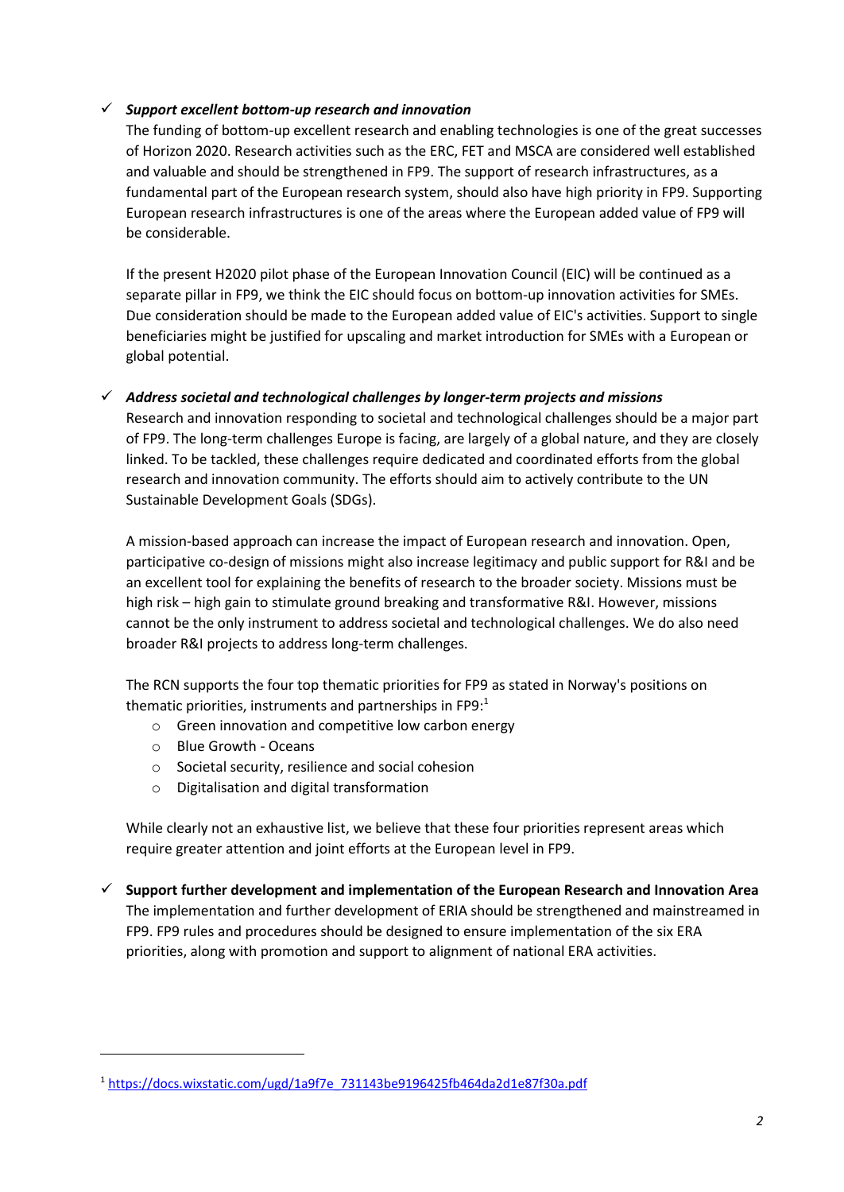- ✓ ***Support excellent bottom-up research and innovation***

  The funding of bottom-up excellent research and enabling technologies is one of the great successes of Horizon 2020. Research activities such as the ERC, FET and MSCA are considered well established and valuable and should be strengthened in FP9. The support of research infrastructures, as a fundamental part of the European research system, should also have high priority in FP9. Supporting European research infrastructures is one of the areas where the European added value of FP9 will be considerable.

  If the present H2020 pilot phase of the European Innovation Council (EIC) will be continued as a separate pillar in FP9, we think the EIC should focus on bottom-up innovation activities for SMEs. Due consideration should be made to the European added value of EIC's activities. Support to single beneficiaries might be justified for upscaling and market introduction for SMEs with a European or global potential.

- ✓ ***Address societal and technological challenges by longer-term projects and missions***

  Research and innovation responding to societal and technological challenges should be a major part of FP9. The long-term challenges Europe is facing, are largely of a global nature, and they are closely linked. To be tackled, these challenges require dedicated and coordinated efforts from the global research and innovation community. The efforts should aim to actively contribute to the UN Sustainable Development Goals (SDGs).

  A mission-based approach can increase the impact of European research and innovation. Open, participative co-design of missions might also increase legitimacy and public support for R&I and be an excellent tool for explaining the benefits of research to the broader society. Missions must be high risk – high gain to stimulate ground breaking and transformative R&I. However, missions cannot be the only instrument to address societal and technological challenges. We do also need broader R&I projects to address long-term challenges.

  The RCN supports the four top thematic priorities for FP9 as stated in Norway's positions on thematic priorities, instruments and partnerships in FP9:[1]

  - Green innovation and competitive low carbon energy
  - Blue Growth - Oceans
  - Societal security, resilience and social cohesion
  - Digitalisation and digital transformation

  While clearly not an exhaustive list, we believe that these four priorities represent areas which require greater attention and joint efforts at the European level in FP9.

- ✓ **Support further development and implementation of the European Research and Innovation Area**

  The implementation and further development of ERIA should be strengthened and mainstreamed in FP9. FP9 rules and procedures should be designed to ensure implementation of the six ERA priorities, along with promotion and support to alignment of national ERA activities.

---

[1] https://docs.wixstatic.com/ugd/1a9f7e_731143be9196425fb464da2d1e87f30a.pdf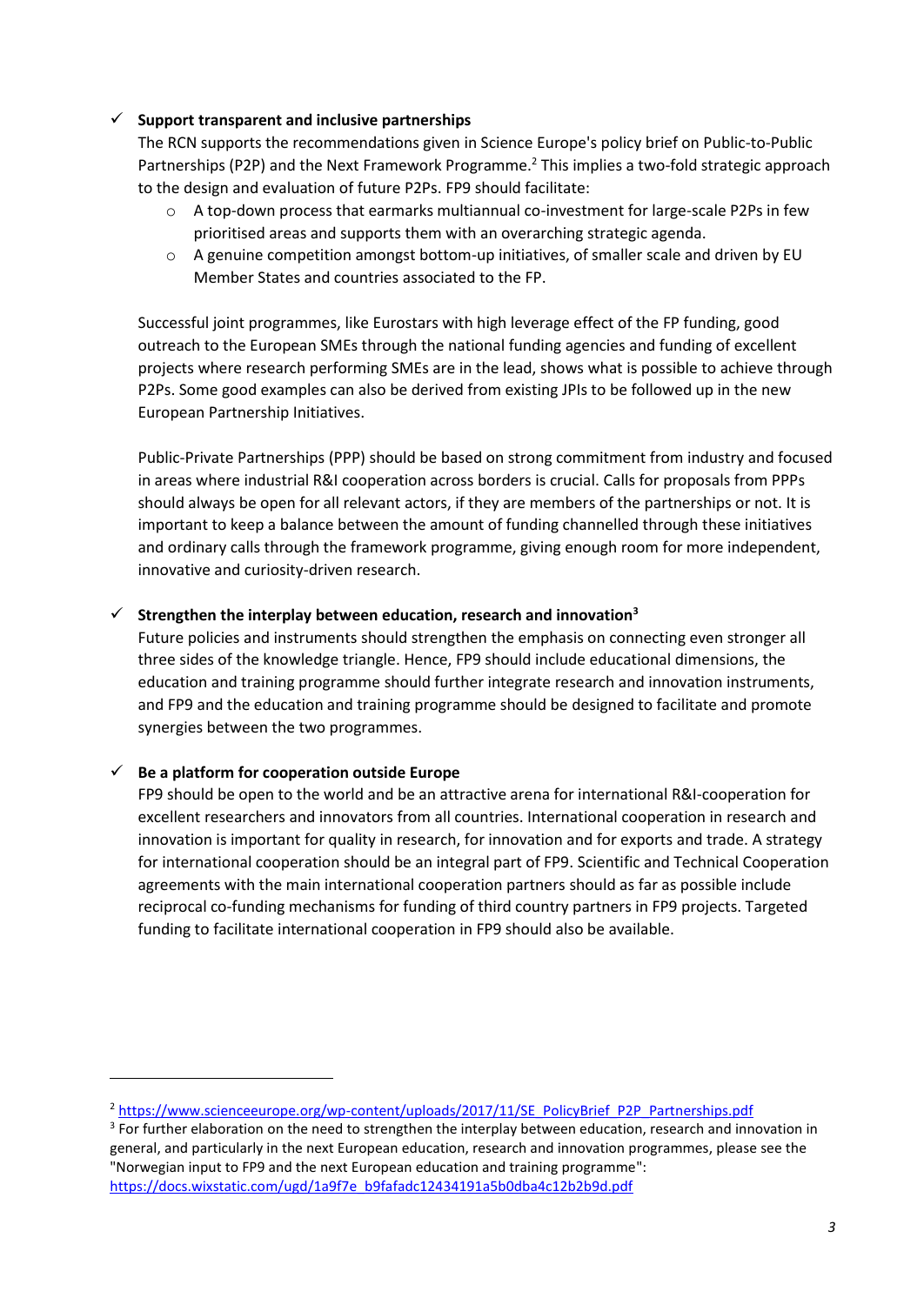- ✓ **Support transparent and inclusive partnerships**

  The RCN supports the recommendations given in Science Europe's policy brief on Public-to-Public Partnerships (P2P) and the Next Framework Programme.[2] This implies a two-fold strategic approach to the design and evaluation of future P2Ps. FP9 should facilitate:

  - A top-down process that earmarks multiannual co-investment for large-scale P2Ps in few prioritised areas and supports them with an overarching strategic agenda.
  - A genuine competition amongst bottom-up initiatives, of smaller scale and driven by EU Member States and countries associated to the FP.

  Successful joint programmes, like Eurostars with high leverage effect of the FP funding, good outreach to the European SMEs through the national funding agencies and funding of excellent projects where research performing SMEs are in the lead, shows what is possible to achieve through P2Ps. Some good examples can also be derived from existing JPIs to be followed up in the new European Partnership Initiatives.

  Public-Private Partnerships (PPP) should be based on strong commitment from industry and focused in areas where industrial R&I cooperation across borders is crucial. Calls for proposals from PPPs should always be open for all relevant actors, if they are members of the partnerships or not. It is important to keep a balance between the amount of funding channelled through these initiatives and ordinary calls through the framework programme, giving enough room for more independent, innovative and curiosity-driven research.

- ✓ **Strengthen the interplay between education, research and innovation[3]**

  Future policies and instruments should strengthen the emphasis on connecting even stronger all three sides of the knowledge triangle. Hence, FP9 should include educational dimensions, the education and training programme should further integrate research and innovation instruments, and FP9 and the education and training programme should be designed to facilitate and promote synergies between the two programmes.

- ✓ **Be a platform for cooperation outside Europe**

  FP9 should be open to the world and be an attractive arena for international R&I-cooperation for excellent researchers and innovators from all countries. International cooperation in research and innovation is important for quality in research, for innovation and for exports and trade. A strategy for international cooperation should be an integral part of FP9. Scientific and Technical Cooperation agreements with the main international cooperation partners should as far as possible include reciprocal co-funding mechanisms for funding of third country partners in FP9 projects. Targeted funding to facilitate international cooperation in FP9 should also be available.

---

[2] https://www.scienceeurope.org/wp-content/uploads/2017/11/SE_PolicyBrief_P2P_Partnerships.pdf

[3] For further elaboration on the need to strengthen the interplay between education, research and innovation in general, and particularly in the next European education, research and innovation programmes, please see the "Norwegian input to FP9 and the next European education and training programme": https://docs.wixstatic.com/ugd/1a9f7e_b9fafadc12434191a5b0dba4c12b2b9d.pdf